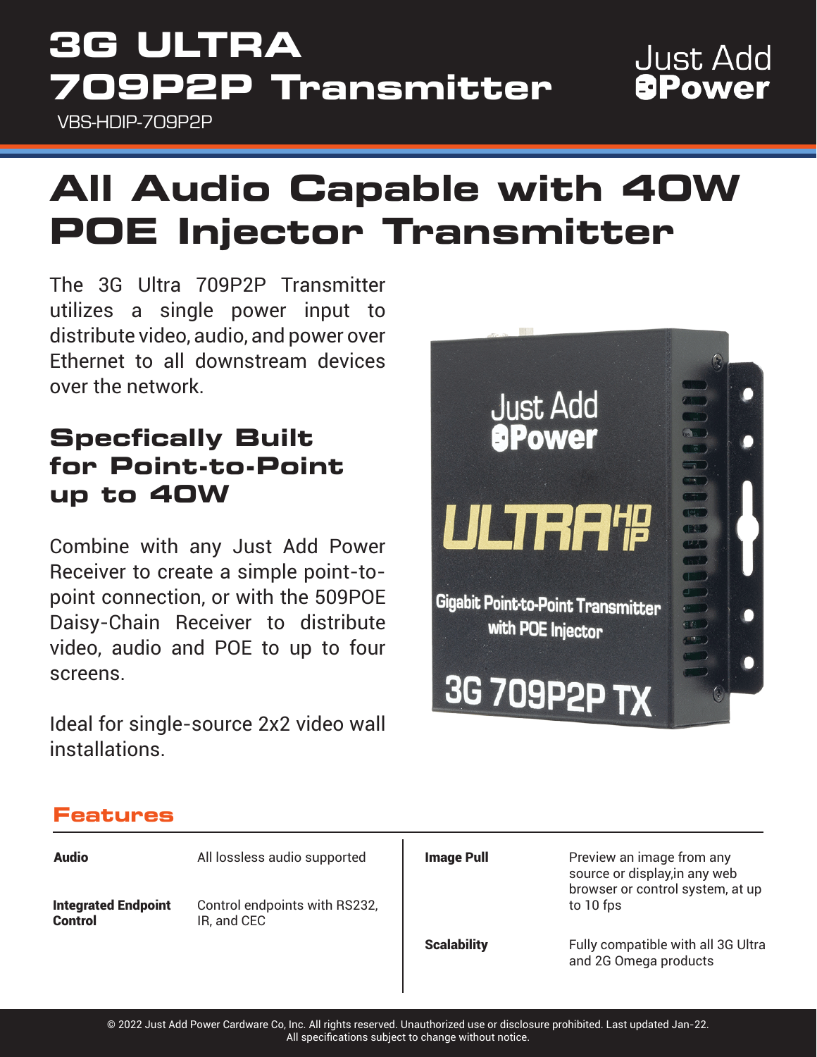# 3G ULTRA 709P2P Transmitter

VBS-HDIP-709P2P

Just Add Power

## All Audio Capable with 40W POE Injector Transmitter

The 3G Ultra 709P2P Transmitter utilizes a single power input to distribute video, audio, and power over Ethernet to all downstream devices over the network.

### Specfically Built for Point-to-Point up to 40W

Combine with any Just Add Power Receiver to create a simple point-to-point connection, or with the 509POE Daisy-Chain Receiver to distribute video, audio and POE to up to four screens.

Ideal for single-source 2x2 video wall installations.

### Features

| | | | |
|---|---|---|---|
| **Audio** | All lossless audio supported | **Image Pull** | Preview an image from any source or display,in any web browser or control system, at up to 10 fps |
| **Integrated Endpoint Control** | Control endpoints with RS232, IR, and CEC | **Scalability** | Fully compatible with all 3G Ultra and 2G Omega products |

© 2022 Just Add Power Cardware Co, Inc. All rights reserved. Unauthorized use or disclosure prohibited. Last updated Jan-22.
All specifications subject to change without notice.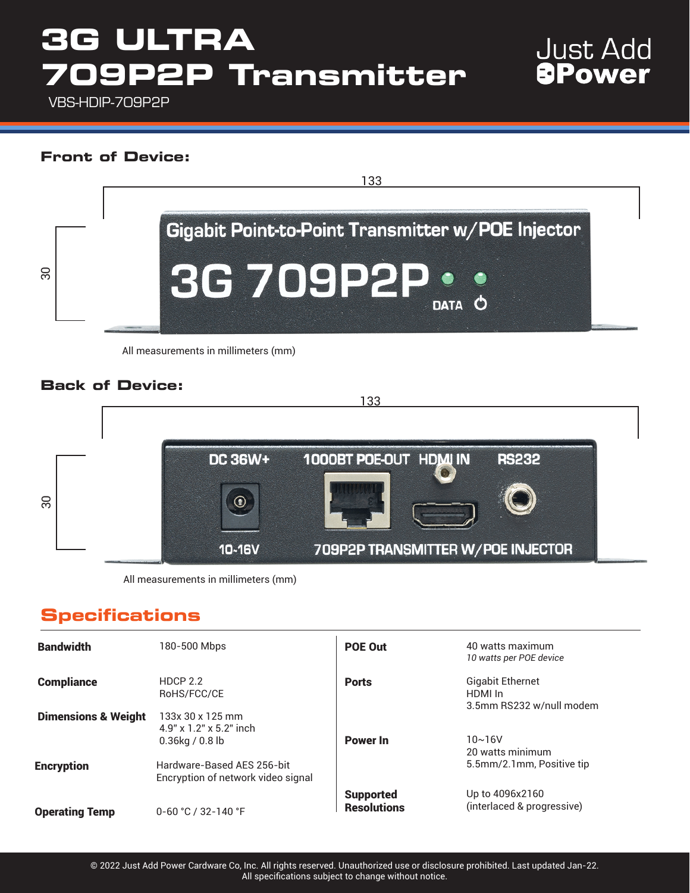# 3G ULTRA 709P2P Transmitter

VBS-HDIP-709P2P

Just Add Power

### Front of Device:

133

30

Gigabit Point-to-Point Transmitter w/POE Injector

3G 709P2P

DATA

All measurements in millimeters (mm)

### Back of Device:

133

30

DC 36W+ 1000BT POE-OUT HDMI IN RS232

10-16V 709P2P TRANSMITTER W/POE INJECTOR

All measurements in millimeters (mm)

## Specifications

| | | | |
|---|---|---|---|
| **Bandwidth** | 180-500 Mbps | **POE Out** | 40 watts maximum<br>*10 watts per POE device* |
| **Compliance** | HDCP 2.2<br>RoHS/FCC/CE | **Ports** | Gigabit Ethernet<br>HDMI In<br>3.5mm RS232 w/null modem |
| **Dimensions & Weight** | 133x 30 x 125 mm<br>4.9" x 1.2" x 5.2" inch<br>0.36kg / 0.8 lb | **Power In** | 10~16V<br>20 watts minimum<br>5.5mm/2.1mm, Positive tip |
| **Encryption** | Hardware-Based AES 256-bit Encryption of network video signal | **Supported Resolutions** | Up to 4096x2160<br>(interlaced & progressive) |
| **Operating Temp** | 0-60 °C / 32-140 °F | | |

© 2022 Just Add Power Cardware Co, Inc. All rights reserved. Unauthorized use or disclosure prohibited. Last updated Jan-22.
All specifications subject to change without notice.